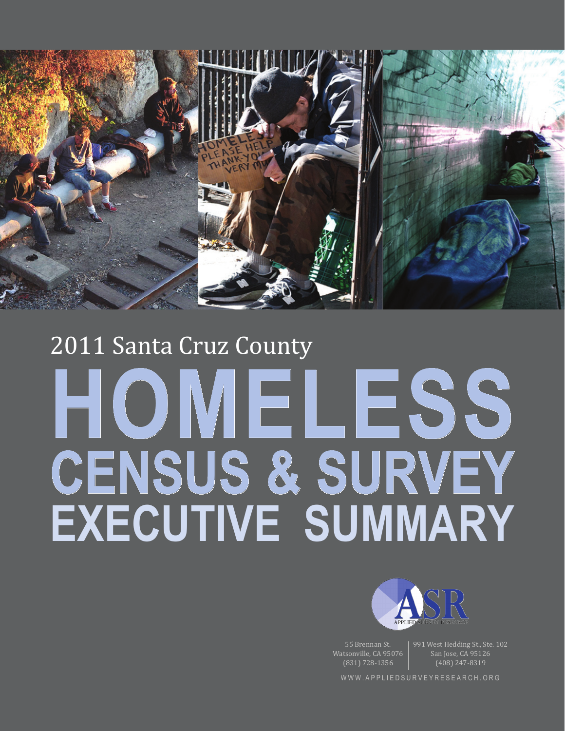2011 Santa Cruz County

# HOMELESS CENSUS & SURVEY EXECUTIVE SUMMARY

ASR
APPLIED SURVEY RESEARCH

55 Brennan St.
Watsonville, CA 95076
(831) 728-1356

991 West Hedding St., Ste. 102
San Jose, CA 95126
(408) 247-8319

WWW.APPLIEDSURVEYRESEARCH.ORG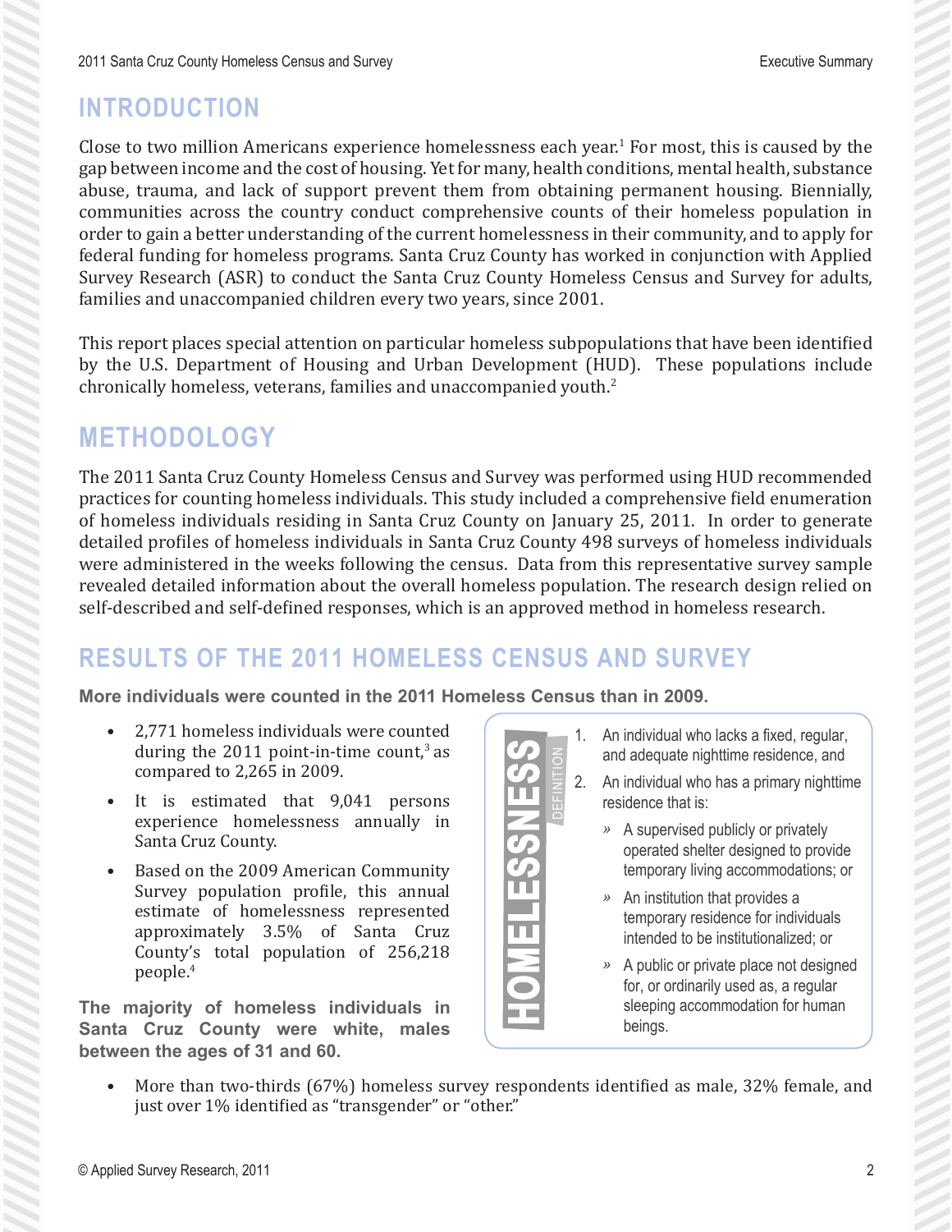## INTRODUCTION

Close to two million Americans experience homelessness each year.[1] For most, this is caused by the gap between income and the cost of housing. Yet for many, health conditions, mental health, substance abuse, trauma, and lack of support prevent them from obtaining permanent housing. Biennially, communities across the country conduct comprehensive counts of their homeless population in order to gain a better understanding of the current homelessness in their community, and to apply for federal funding for homeless programs. Santa Cruz County has worked in conjunction with Applied Survey Research (ASR) to conduct the Santa Cruz County Homeless Census and Survey for adults, families and unaccompanied children every two years, since 2001.

This report places special attention on particular homeless subpopulations that have been identified by the U.S. Department of Housing and Urban Development (HUD). These populations include chronically homeless, veterans, families and unaccompanied youth.[2]

## METHODOLOGY

The 2011 Santa Cruz County Homeless Census and Survey was performed using HUD recommended practices for counting homeless individuals. This study included a comprehensive field enumeration of homeless individuals residing in Santa Cruz County on January 25, 2011. In order to generate detailed profiles of homeless individuals in Santa Cruz County 498 surveys of homeless individuals were administered in the weeks following the census. Data from this representative survey sample revealed detailed information about the overall homeless population. The research design relied on self-described and self-defined responses, which is an approved method in homeless research.

## RESULTS OF THE 2011 HOMELESS CENSUS AND SURVEY

**More individuals were counted in the 2011 Homeless Census than in 2009.**

- 2,771 homeless individuals were counted during the 2011 point-in-time count,[3] as compared to 2,265 in 2009.
- It is estimated that 9,041 persons experience homelessness annually in Santa Cruz County.
- Based on the 2009 American Community Survey population profile, this annual estimate of homelessness represented approximately 3.5% of Santa Cruz County's total population of 256,218 people.[4]

**HOMELESSNESS DEFINITION**

1. An individual who lacks a fixed, regular, and adequate nighttime residence, and
2. An individual who has a primary nighttime residence that is:
   - A supervised publicly or privately operated shelter designed to provide temporary living accommodations; or
   - An institution that provides a temporary residence for individuals intended to be institutionalized; or
   - A public or private place not designed for, or ordinarily used as, a regular sleeping accommodation for human beings.

**The majority of homeless individuals in Santa Cruz County were white, males between the ages of 31 and 60.**

- More than two-thirds (67%) homeless survey respondents identified as male, 32% female, and just over 1% identified as "transgender" or "other."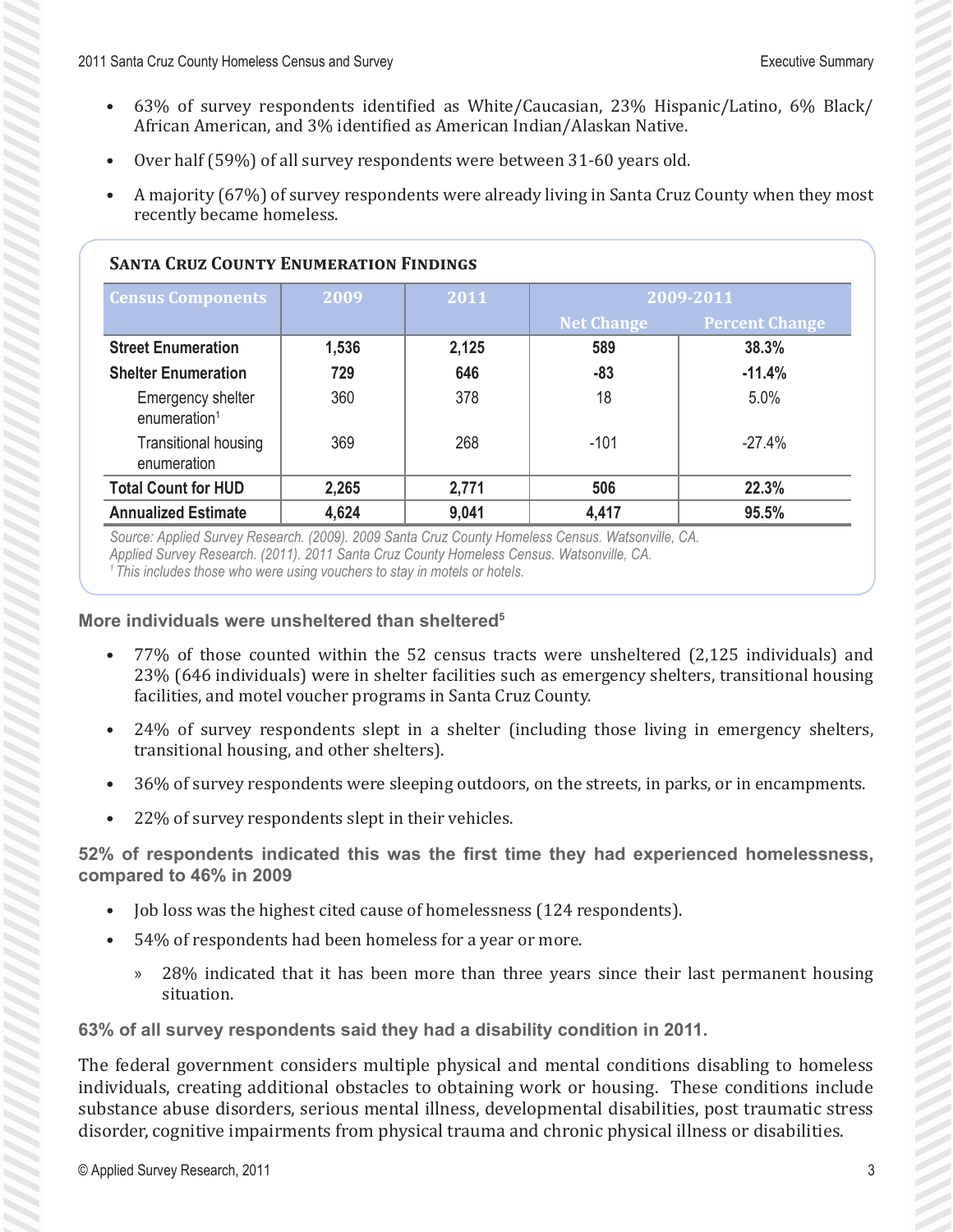- 63% of survey respondents identified as White/Caucasian, 23% Hispanic/Latino, 6% Black/ African American, and 3% identified as American Indian/Alaskan Native.
- Over half (59%) of all survey respondents were between 31-60 years old.
- A majority (67%) of survey respondents were already living in Santa Cruz County when they most recently became homeless.

**Santa Cruz County Enumeration Findings**

| Census Components | 2009 | 2011 | 2009-2011 | |
|---|---|---|---|---|
| | | | Net Change | Percent Change |
| **Street Enumeration** | **1,536** | **2,125** | **589** | **38.3%** |
| **Shelter Enumeration** | **729** | **646** | **-83** | **-11.4%** |
| Emergency shelter enumeration[1] | 360 | 378 | 18 | 5.0% |
| Transitional housing enumeration | 369 | 268 | -101 | -27.4% |
| **Total Count for HUD** | **2,265** | **2,771** | **506** | **22.3%** |
| **Annualized Estimate** | **4,624** | **9,041** | **4,417** | **95.5%** |

*Source: Applied Survey Research. (2009). 2009 Santa Cruz County Homeless Census. Watsonville, CA. Applied Survey Research. (2011). 2011 Santa Cruz County Homeless Census. Watsonville, CA.*
*[1] This includes those who were using vouchers to stay in motels or hotels.*

### More individuals were unsheltered than sheltered[5]

- 77% of those counted within the 52 census tracts were unsheltered (2,125 individuals) and 23% (646 individuals) were in shelter facilities such as emergency shelters, transitional housing facilities, and motel voucher programs in Santa Cruz County.
- 24% of survey respondents slept in a shelter (including those living in emergency shelters, transitional housing, and other shelters).
- 36% of survey respondents were sleeping outdoors, on the streets, in parks, or in encampments.
- 22% of survey respondents slept in their vehicles.

### 52% of respondents indicated this was the first time they had experienced homelessness, compared to 46% in 2009

- Job loss was the highest cited cause of homelessness (124 respondents).
- 54% of respondents had been homeless for a year or more.
  - 28% indicated that it has been more than three years since their last permanent housing situation.

### 63% of all survey respondents said they had a disability condition in 2011.

The federal government considers multiple physical and mental conditions disabling to homeless individuals, creating additional obstacles to obtaining work or housing. These conditions include substance abuse disorders, serious mental illness, developmental disabilities, post traumatic stress disorder, cognitive impairments from physical trauma and chronic physical illness or disabilities.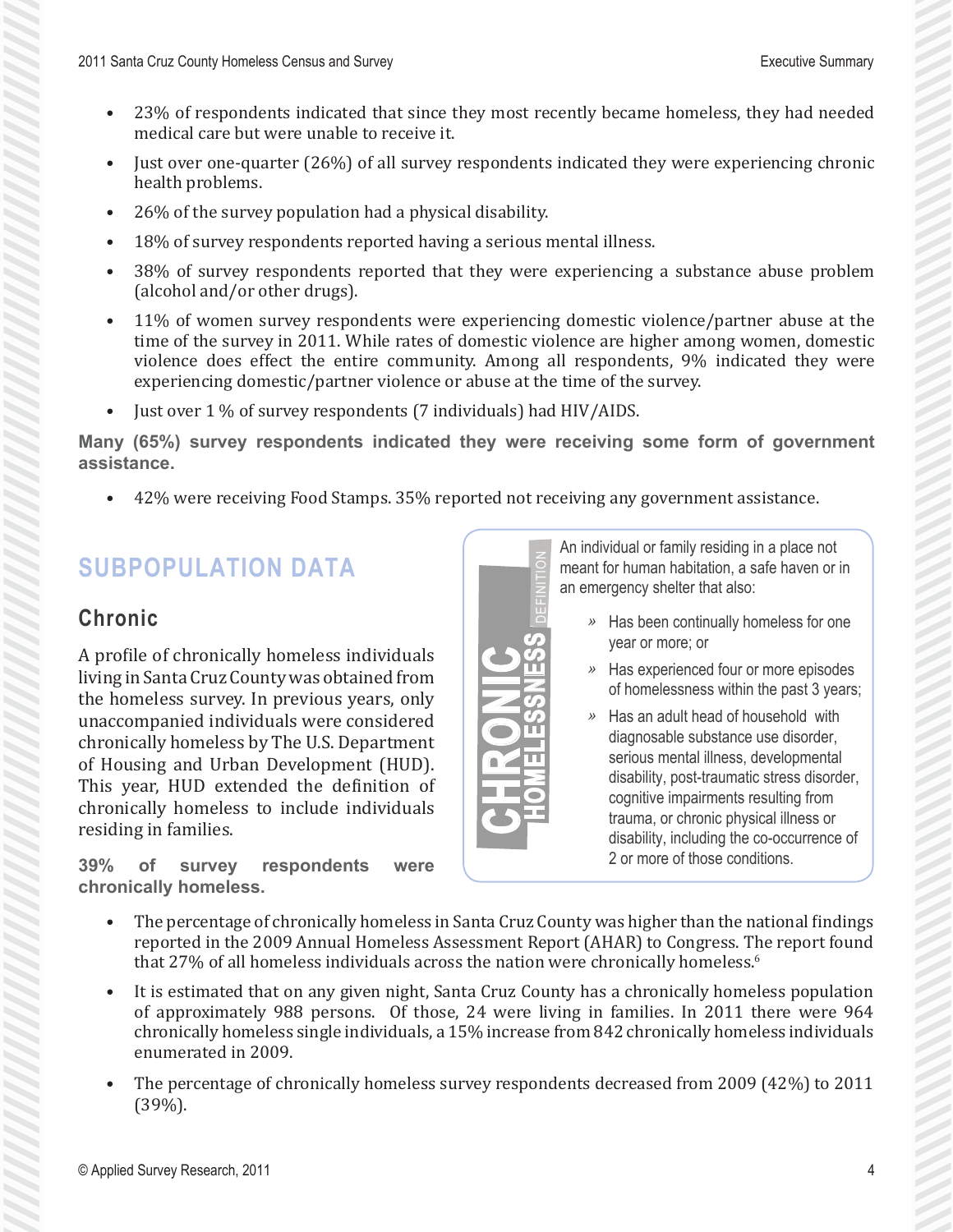- 23% of respondents indicated that since they most recently became homeless, they had needed medical care but were unable to receive it.
- Just over one-quarter (26%) of all survey respondents indicated they were experiencing chronic health problems.
- 26% of the survey population had a physical disability.
- 18% of survey respondents reported having a serious mental illness.
- 38% of survey respondents reported that they were experiencing a substance abuse problem (alcohol and/or other drugs).
- 11% of women survey respondents were experiencing domestic violence/partner abuse at the time of the survey in 2011. While rates of domestic violence are higher among women, domestic violence does effect the entire community. Among all respondents, 9% indicated they were experiencing domestic/partner violence or abuse at the time of the survey.
- Just over 1 % of survey respondents (7 individuals) had HIV/AIDS.

**Many (65%) survey respondents indicated they were receiving some form of government assistance.**

- 42% were receiving Food Stamps. 35% reported not receiving any government assistance.

## SUBPOPULATION DATA

### Chronic

A profile of chronically homeless individuals living in Santa Cruz County was obtained from the homeless survey. In previous years, only unaccompanied individuals were considered chronically homeless by The U.S. Department of Housing and Urban Development (HUD). This year, HUD extended the definition of chronically homeless to include individuals residing in families.

**39% of survey respondents were chronically homeless.**

> **CHRONIC HOMELESSNESS DEFINITION**
>
> An individual or family residing in a place not meant for human habitation, a safe haven or in an emergency shelter that also:
>
> » Has been continually homeless for one year or more; or
>
> » Has experienced four or more episodes of homelessness within the past 3 years;
>
> » Has an adult head of household with diagnosable substance use disorder, serious mental illness, developmental disability, post-traumatic stress disorder, cognitive impairments resulting from trauma, or chronic physical illness or disability, including the co-occurrence of 2 or more of those conditions.

- The percentage of chronically homeless in Santa Cruz County was higher than the national findings reported in the 2009 Annual Homeless Assessment Report (AHAR) to Congress. The report found that 27% of all homeless individuals across the nation were chronically homeless.[6]
- It is estimated that on any given night, Santa Cruz County has a chronically homeless population of approximately 988 persons. Of those, 24 were living in families. In 2011 there were 964 chronically homeless single individuals, a 15% increase from 842 chronically homeless individuals enumerated in 2009.
- The percentage of chronically homeless survey respondents decreased from 2009 (42%) to 2011 (39%).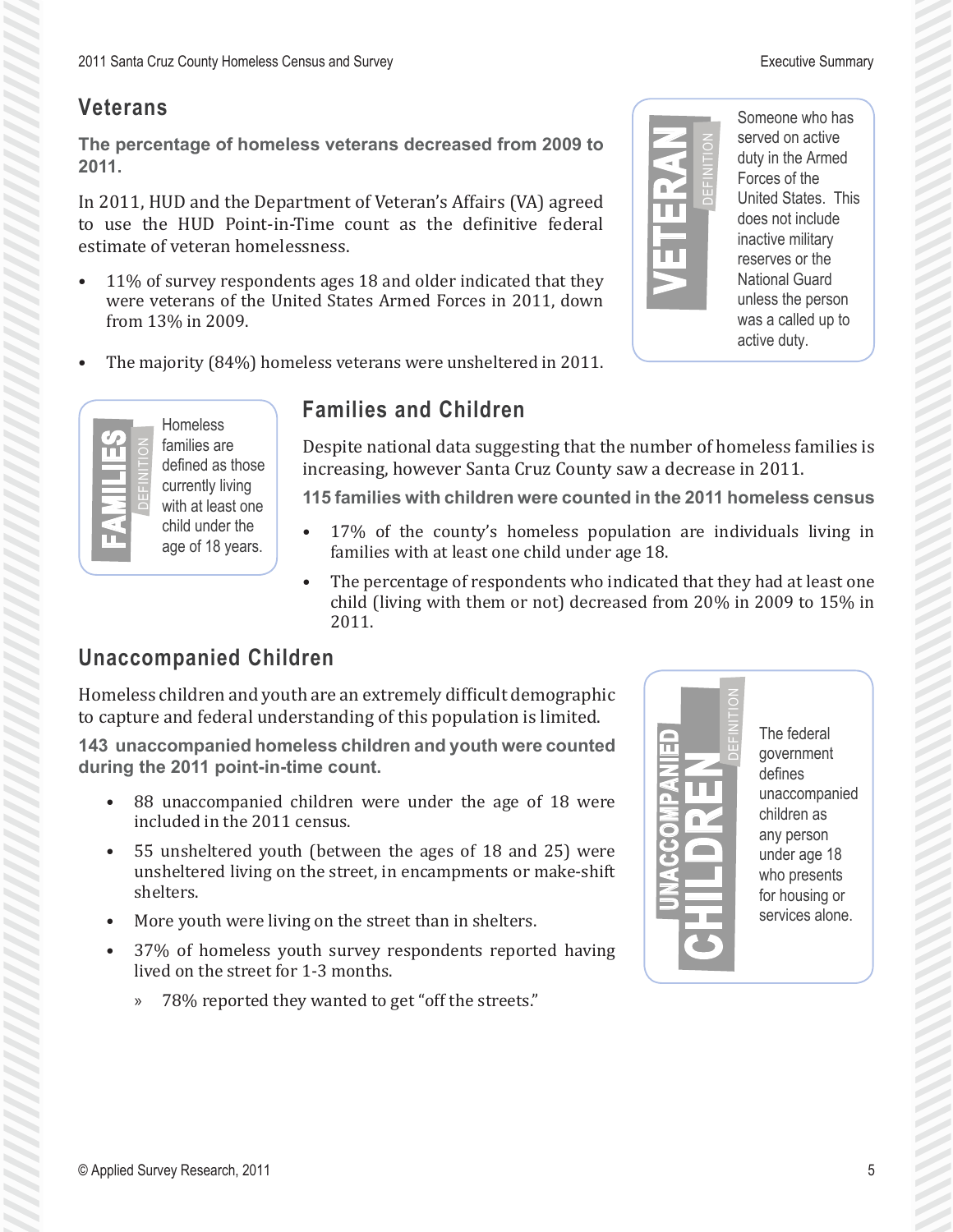## Veterans

**The percentage of homeless veterans decreased from 2009 to 2011.**

In 2011, HUD and the Department of Veteran's Affairs (VA) agreed to use the HUD Point-in-Time count as the definitive federal estimate of veteran homelessness.

- 11% of survey respondents ages 18 and older indicated that they were veterans of the United States Armed Forces in 2011, down from 13% in 2009.
- The majority (84%) homeless veterans were unsheltered in 2011.

**VETERAN DEFINITION**

Someone who has served on active duty in the Armed Forces of the United States. This does not include inactive military reserves or the National Guard unless the person was a called up to active duty.

## Families and Children

Despite national data suggesting that the number of homeless families is increasing, however Santa Cruz County saw a decrease in 2011.

**115 families with children were counted in the 2011 homeless census**

- 17% of the county's homeless population are individuals living in families with at least one child under age 18.
- The percentage of respondents who indicated that they had at least one child (living with them or not) decreased from 20% in 2009 to 15% in 2011.

**FAMILIES DEFINITION**

Homeless families are defined as those currently living with at least one child under the age of 18 years.

## Unaccompanied Children

Homeless children and youth are an extremely difficult demographic to capture and federal understanding of this population is limited.

**143 unaccompanied homeless children and youth were counted during the 2011 point-in-time count.**

- 88 unaccompanied children were under the age of 18 were included in the 2011 census.
- 55 unsheltered youth (between the ages of 18 and 25) were unsheltered living on the street, in encampments or make-shift shelters.
- More youth were living on the street than in shelters.
- 37% of homeless youth survey respondents reported having lived on the street for 1-3 months.
  - 78% reported they wanted to get "off the streets."

**UNACCOMPANIED CHILDREN DEFINITION**

The federal government defines unaccompanied children as any person under age 18 who presents for housing or services alone.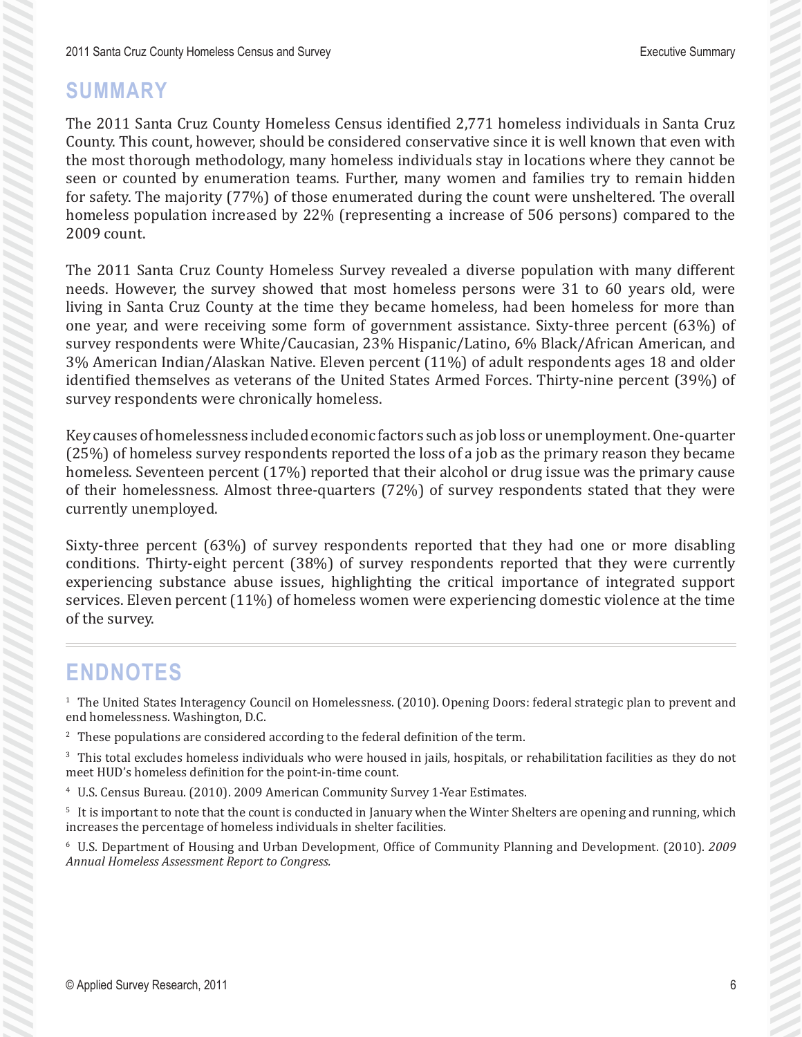## SUMMARY

The 2011 Santa Cruz County Homeless Census identified 2,771 homeless individuals in Santa Cruz County. This count, however, should be considered conservative since it is well known that even with the most thorough methodology, many homeless individuals stay in locations where they cannot be seen or counted by enumeration teams. Further, many women and families try to remain hidden for safety. The majority (77%) of those enumerated during the count were unsheltered. The overall homeless population increased by 22% (representing a increase of 506 persons) compared to the 2009 count.

The 2011 Santa Cruz County Homeless Survey revealed a diverse population with many different needs. However, the survey showed that most homeless persons were 31 to 60 years old, were living in Santa Cruz County at the time they became homeless, had been homeless for more than one year, and were receiving some form of government assistance. Sixty-three percent (63%) of survey respondents were White/Caucasian, 23% Hispanic/Latino, 6% Black/African American, and 3% American Indian/Alaskan Native. Eleven percent (11%) of adult respondents ages 18 and older identified themselves as veterans of the United States Armed Forces. Thirty-nine percent (39%) of survey respondents were chronically homeless.

Key causes of homelessness included economic factors such as job loss or unemployment. One-quarter (25%) of homeless survey respondents reported the loss of a job as the primary reason they became homeless. Seventeen percent (17%) reported that their alcohol or drug issue was the primary cause of their homelessness. Almost three-quarters (72%) of survey respondents stated that they were currently unemployed.

Sixty-three percent (63%) of survey respondents reported that they had one or more disabling conditions. Thirty-eight percent (38%) of survey respondents reported that they were currently experiencing substance abuse issues, highlighting the critical importance of integrated support services. Eleven percent (11%) of homeless women were experiencing domestic violence at the time of the survey.

## ENDNOTES

[1] The United States Interagency Council on Homelessness. (2010). Opening Doors: federal strategic plan to prevent and end homelessness. Washington, D.C.

[2] These populations are considered according to the federal definition of the term.

[3] This total excludes homeless individuals who were housed in jails, hospitals, or rehabilitation facilities as they do not meet HUD's homeless definition for the point-in-time count.

[4] U.S. Census Bureau. (2010). 2009 American Community Survey 1-Year Estimates.

[5] It is important to note that the count is conducted in January when the Winter Shelters are opening and running, which increases the percentage of homeless individuals in shelter facilities.

[6] U.S. Department of Housing and Urban Development, Office of Community Planning and Development. (2010). *2009 Annual Homeless Assessment Report to Congress.*